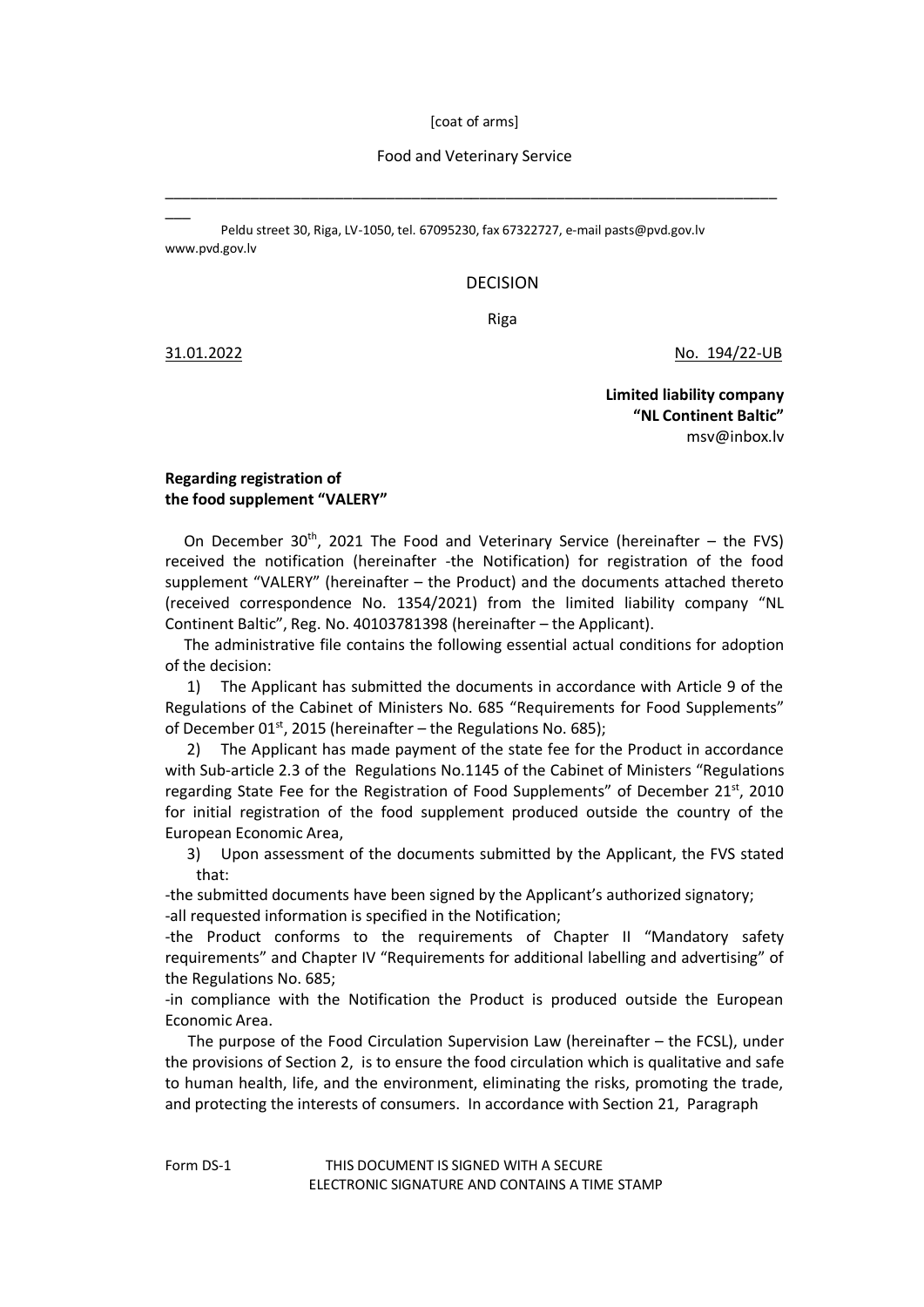[coat of arms]

Food and Veterinary Service

Peldu street 30, Riga, LV-1050, tel. 67095230, fax 67322727, e-mail pasts@pvd.gov.lv www.pvd.gov.lv

# DECISION

Riga

31.01.2022 No. 194/22-UB

**Limited liability company**
**"NL Continent Baltic"**
msv@inbox.lv

**Regarding registration of the food supplement "VALERY"**

On December 30th, 2021 The Food and Veterinary Service (hereinafter – the FVS) received the notification (hereinafter -the Notification) for registration of the food supplement "VALERY" (hereinafter – the Product) and the documents attached thereto (received correspondence No. 1354/2021) from the limited liability company "NL Continent Baltic", Reg. No. 40103781398 (hereinafter – the Applicant).

The administrative file contains the following essential actual conditions for adoption of the decision:

1) The Applicant has submitted the documents in accordance with Article 9 of the Regulations of the Cabinet of Ministers No. 685 "Requirements for Food Supplements" of December 01st, 2015 (hereinafter – the Regulations No. 685);

2) The Applicant has made payment of the state fee for the Product in accordance with Sub-article 2.3 of the Regulations No.1145 of the Cabinet of Ministers "Regulations regarding State Fee for the Registration of Food Supplements" of December 21st, 2010 for initial registration of the food supplement produced outside the country of the European Economic Area,

3) Upon assessment of the documents submitted by the Applicant, the FVS stated that:

-the submitted documents have been signed by the Applicant's authorized signatory;

-all requested information is specified in the Notification;

-the Product conforms to the requirements of Chapter II "Mandatory safety requirements" and Chapter IV "Requirements for additional labelling and advertising" of the Regulations No. 685;

-in compliance with the Notification the Product is produced outside the European Economic Area.

The purpose of the Food Circulation Supervision Law (hereinafter – the FCSL), under the provisions of Section 2, is to ensure the food circulation which is qualitative and safe to human health, life, and the environment, eliminating the risks, promoting the trade, and protecting the interests of consumers. In accordance with Section 21, Paragraph

Form DS-1 THIS DOCUMENT IS SIGNED WITH A SECURE ELECTRONIC SIGNATURE AND CONTAINS A TIME STAMP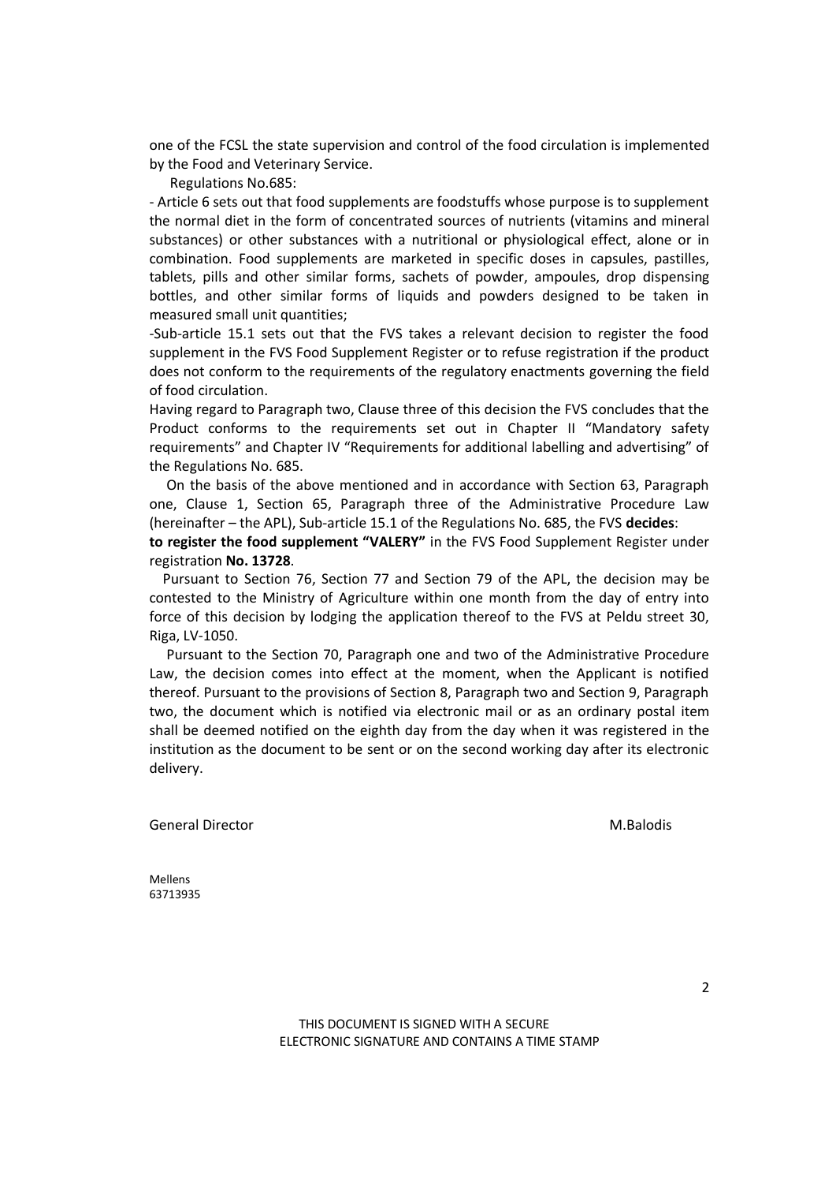one of the FCSL the state supervision and control of the food circulation is implemented by the Food and Veterinary Service.

Regulations No.685:

- Article 6 sets out that food supplements are foodstuffs whose purpose is to supplement the normal diet in the form of concentrated sources of nutrients (vitamins and mineral substances) or other substances with a nutritional or physiological effect, alone or in combination. Food supplements are marketed in specific doses in capsules, pastilles, tablets, pills and other similar forms, sachets of powder, ampoules, drop dispensing bottles, and other similar forms of liquids and powders designed to be taken in measured small unit quantities;

-Sub-article 15.1 sets out that the FVS takes a relevant decision to register the food supplement in the FVS Food Supplement Register or to refuse registration if the product does not conform to the requirements of the regulatory enactments governing the field of food circulation.

Having regard to Paragraph two, Clause three of this decision the FVS concludes that the Product conforms to the requirements set out in Chapter II "Mandatory safety requirements" and Chapter IV "Requirements for additional labelling and advertising" of the Regulations No. 685.

On the basis of the above mentioned and in accordance with Section 63, Paragraph one, Clause 1, Section 65, Paragraph three of the Administrative Procedure Law (hereinafter – the APL), Sub-article 15.1 of the Regulations No. 685, the FVS **decides**:

**to register the food supplement "VALERY"** in the FVS Food Supplement Register under registration **No. 13728**.

Pursuant to Section 76, Section 77 and Section 79 of the APL, the decision may be contested to the Ministry of Agriculture within one month from the day of entry into force of this decision by lodging the application thereof to the FVS at Peldu street 30, Riga, LV-1050.

Pursuant to the Section 70, Paragraph one and two of the Administrative Procedure Law, the decision comes into effect at the moment, when the Applicant is notified thereof. Pursuant to the provisions of Section 8, Paragraph two and Section 9, Paragraph two, the document which is notified via electronic mail or as an ordinary postal item shall be deemed notified on the eighth day from the day when it was registered in the institution as the document to be sent or on the second working day after its electronic delivery.

General Director M.Balodis

Mellens
63713935

THIS DOCUMENT IS SIGNED WITH A SECURE ELECTRONIC SIGNATURE AND CONTAINS A TIME STAMP